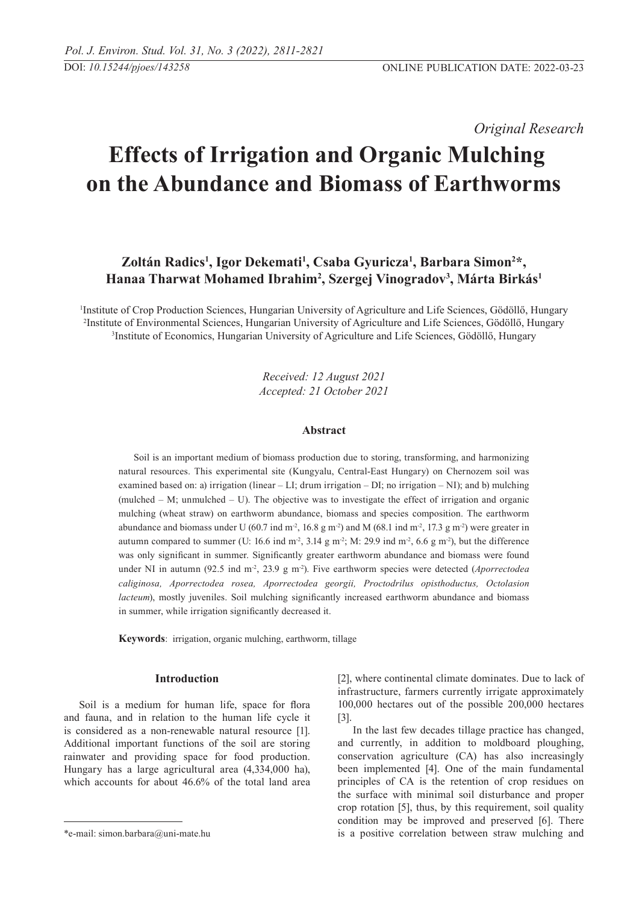*Original Research*

# Effects of Irrigation and Organic Mulching on the Abundance and Biomass of Earthworms

**Zoltán Radics[1], Igor Dekemati[1], Csaba Gyuricza[1], Barbara Simon[2]*, Hanaa Tharwat Mohamed Ibrahim[2], Szergej Vinogradov[3], Márta Birkás[1]**

[1]Institute of Crop Production Sciences, Hungarian University of Agriculture and Life Sciences, Gödöllő, Hungary
[2]Institute of Environmental Sciences, Hungarian University of Agriculture and Life Sciences, Gödöllő, Hungary
[3]Institute of Economics, Hungarian University of Agriculture and Life Sciences, Gödöllő, Hungary

*Received: 12 August 2021*
*Accepted: 21 October 2021*

### Abstract

Soil is an important medium of biomass production due to storing, transforming, and harmonizing natural resources. This experimental site (Kungyalu, Central-East Hungary) on Chernozem soil was examined based on: a) irrigation (linear – LI; drum irrigation – DI; no irrigation – NI); and b) mulching (mulched – M; unmulched – U). The objective was to investigate the effect of irrigation and organic mulching (wheat straw) on earthworm abundance, biomass and species composition. The earthworm abundance and biomass under U (60.7 ind $m^{-2}$, 16.8 g $m^{-2}$) and M (68.1 ind $m^{-2}$, 17.3 g $m^{-2}$) were greater in autumn compared to summer (U: 16.6 ind $m^{-2}$, 3.14 g $m^{-2}$; M: 29.9 ind $m^{-2}$, 6.6 g $m^{-2}$), but the difference was only significant in summer. Significantly greater earthworm abundance and biomass were found under NI in autumn (92.5 ind $m^{-2}$, 23.9 g $m^{-2}$). Five earthworm species were detected (*Aporrectodea caliginosa, Aporrectodea rosea, Aporrectodea georgii, Proctodrilus opisthoductus, Octolasion lacteum*), mostly juveniles. Soil mulching significantly increased earthworm abundance and biomass in summer, while irrigation significantly decreased it.

**Keywords**: irrigation, organic mulching, earthworm, tillage

## Introduction

Soil is a medium for human life, space for flora and fauna, and in relation to the human life cycle it is considered as a non-renewable natural resource [1]. Additional important functions of the soil are storing rainwater and providing space for food production. Hungary has a large agricultural area (4,334,000 ha), which accounts for about 46.6% of the total land area [2], where continental climate dominates. Due to lack of infrastructure, farmers currently irrigate approximately 100,000 hectares out of the possible 200,000 hectares [3].

In the last few decades tillage practice has changed, and currently, in addition to moldboard ploughing, conservation agriculture (CA) has also increasingly been implemented [4]. One of the main fundamental principles of CA is the retention of crop residues on the surface with minimal soil disturbance and proper crop rotation [5], thus, by this requirement, soil quality condition may be improved and preserved [6]. There is a positive correlation between straw mulching and

*e-mail: simon.barbara@uni-mate.hu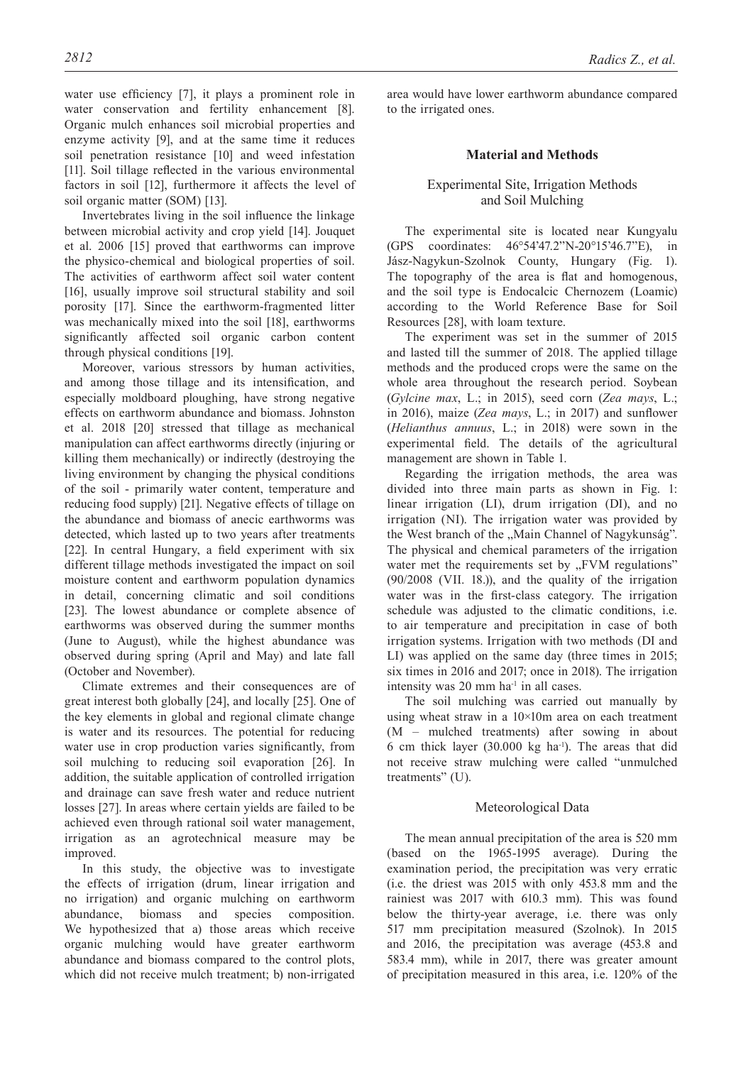water use efficiency [7], it plays a prominent role in water conservation and fertility enhancement [8]. Organic mulch enhances soil microbial properties and enzyme activity [9], and at the same time it reduces soil penetration resistance [10] and weed infestation [11]. Soil tillage reflected in the various environmental factors in soil [12], furthermore it affects the level of soil organic matter (SOM) [13].

Invertebrates living in the soil influence the linkage between microbial activity and crop yield [14]. Jouquet et al. 2006 [15] proved that earthworms can improve the physico-chemical and biological properties of soil. The activities of earthworm affect soil water content [16], usually improve soil structural stability and soil porosity [17]. Since the earthworm-fragmented litter was mechanically mixed into the soil [18], earthworms significantly affected soil organic carbon content through physical conditions [19].

Moreover, various stressors by human activities, and among those tillage and its intensification, and especially moldboard ploughing, have strong negative effects on earthworm abundance and biomass. Johnston et al. 2018 [20] stressed that tillage as mechanical manipulation can affect earthworms directly (injuring or killing them mechanically) or indirectly (destroying the living environment by changing the physical conditions of the soil - primarily water content, temperature and reducing food supply) [21]. Negative effects of tillage on the abundance and biomass of anecic earthworms was detected, which lasted up to two years after treatments [22]. In central Hungary, a field experiment with six different tillage methods investigated the impact on soil moisture content and earthworm population dynamics in detail, concerning climatic and soil conditions [23]. The lowest abundance or complete absence of earthworms was observed during the summer months (June to August), while the highest abundance was observed during spring (April and May) and late fall (October and November).

Climate extremes and their consequences are of great interest both globally [24], and locally [25]. One of the key elements in global and regional climate change is water and its resources. The potential for reducing water use in crop production varies significantly, from soil mulching to reducing soil evaporation [26]. In addition, the suitable application of controlled irrigation and drainage can save fresh water and reduce nutrient losses [27]. In areas where certain yields are failed to be achieved even through rational soil water management, irrigation as an agrotechnical measure may be improved.

In this study, the objective was to investigate the effects of irrigation (drum, linear irrigation and no irrigation) and organic mulching on earthworm abundance, biomass and species composition. We hypothesized that a) those areas which receive organic mulching would have greater earthworm abundance and biomass compared to the control plots, which did not receive mulch treatment; b) non-irrigated area would have lower earthworm abundance compared to the irrigated ones.

## Material and Methods

### Experimental Site, Irrigation Methods and Soil Mulching

The experimental site is located near Kungyalu (GPS coordinates: 46°54'47.2"N-20°15'46.7"E), in Jász-Nagykun-Szolnok County, Hungary (Fig. 1). The topography of the area is flat and homogenous, and the soil type is Endocalcic Chernozem (Loamic) according to the World Reference Base for Soil Resources [28], with loam texture.

The experiment was set in the summer of 2015 and lasted till the summer of 2018. The applied tillage methods and the produced crops were the same on the whole area throughout the research period. Soybean (*Gylcine max*, L.; in 2015), seed corn (*Zea mays*, L.; in 2016), maize (*Zea mays*, L.; in 2017) and sunflower (*Helianthus annuus*, L.; in 2018) were sown in the experimental field. The details of the agricultural management are shown in Table 1.

Regarding the irrigation methods, the area was divided into three main parts as shown in Fig. 1: linear irrigation (LI), drum irrigation (DI), and no irrigation (NI). The irrigation water was provided by the West branch of the „Main Channel of Nagykunság". The physical and chemical parameters of the irrigation water met the requirements set by „FVM regulations" (90/2008 (VII. 18.)), and the quality of the irrigation water was in the first-class category. The irrigation schedule was adjusted to the climatic conditions, i.e. to air temperature and precipitation in case of both irrigation systems. Irrigation with two methods (DI and LI) was applied on the same day (three times in 2015; six times in 2016 and 2017; once in 2018). The irrigation intensity was 20 mm ha$^{-1}$ in all cases.

The soil mulching was carried out manually by using wheat straw in a 10×10m area on each treatment (M – mulched treatments) after sowing in about 6 cm thick layer (30.000 kg ha$^{-1}$). The areas that did not receive straw mulching were called "unmulched treatments" (U).

### Meteorological Data

The mean annual precipitation of the area is 520 mm (based on the 1965-1995 average). During the examination period, the precipitation was very erratic (i.e. the driest was 2015 with only 453.8 mm and the rainiest was 2017 with 610.3 mm). This was found below the thirty-year average, i.e. there was only 517 mm precipitation measured (Szolnok). In 2015 and 2016, the precipitation was average (453.8 and 583.4 mm), while in 2017, there was greater amount of precipitation measured in this area, i.e. 120% of the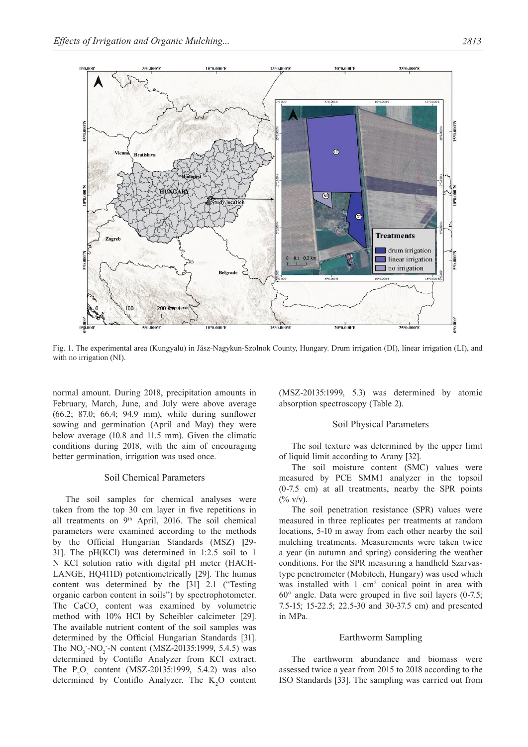Fig. 1. The experimental area (Kungyalu) in Jász-Nagykun-Szolnok County, Hungary. Drum irrigation (DI), linear irrigation (LI), and with no irrigation (NI).

normal amount. During 2018, precipitation amounts in February, March, June, and July were above average (66.2; 87.0; 66.4; 94.9 mm), while during sunflower sowing and germination (April and May) they were below average (10.8 and 11.5 mm). Given the climatic conditions during 2018, with the aim of encouraging better germination, irrigation was used once.

### Soil Chemical Parameters

The soil samples for chemical analyses were taken from the top 30 cm layer in five repetitions in all treatments on 9th April, 2016. The soil chemical parameters were examined according to the methods by the Official Hungarian Standards (MSZ) [29-31]. The pH(KCl) was determined in 1:2.5 soil to 1 N KCl solution ratio with digital pH meter (HACH-LANGE, HQ411D) potentiometrically [29]. The humus content was determined by the [31] 2.1 ("Testing organic carbon content in soils") by spectrophotometer. The $CaCO_3$ content was examined by volumetric method with 10% HCl by Scheibler calcimeter [29]. The available nutrient content of the soil samples was determined by the Official Hungarian Standards [31]. The $NO_3^-$-$NO_2^-$-N content (MSZ-20135:1999, 5.4.5) was determined by Contiflo Analyzer from KCl extract. The $P_2O_5$ content (MSZ-20135:1999, 5.4.2) was also determined by Contiflo Analyzer. The $K_2O$ content (MSZ-20135:1999, 5.3) was determined by atomic absorption spectroscopy (Table 2).

### Soil Physical Parameters

The soil texture was determined by the upper limit of liquid limit according to Arany [32].

The soil moisture content (SMC) values were measured by PCE SMM1 analyzer in the topsoil (0-7.5 cm) at all treatments, nearby the SPR points (% v/v).

The soil penetration resistance (SPR) values were measured in three replicates per treatments at random locations, 5-10 m away from each other nearby the soil mulching treatments. Measurements were taken twice a year (in autumn and spring) considering the weather conditions. For the SPR measuring a handheld Szarvas-type penetrometer (Mobitech, Hungary) was used which was installed with 1 $cm^2$ conical point in area with 60° angle. Data were grouped in five soil layers (0-7.5; 7.5-15; 15-22.5; 22.5-30 and 30-37.5 cm) and presented in MPa.

### Earthworm Sampling

The earthworm abundance and biomass were assessed twice a year from 2015 to 2018 according to the ISO Standards [33]. The sampling was carried out from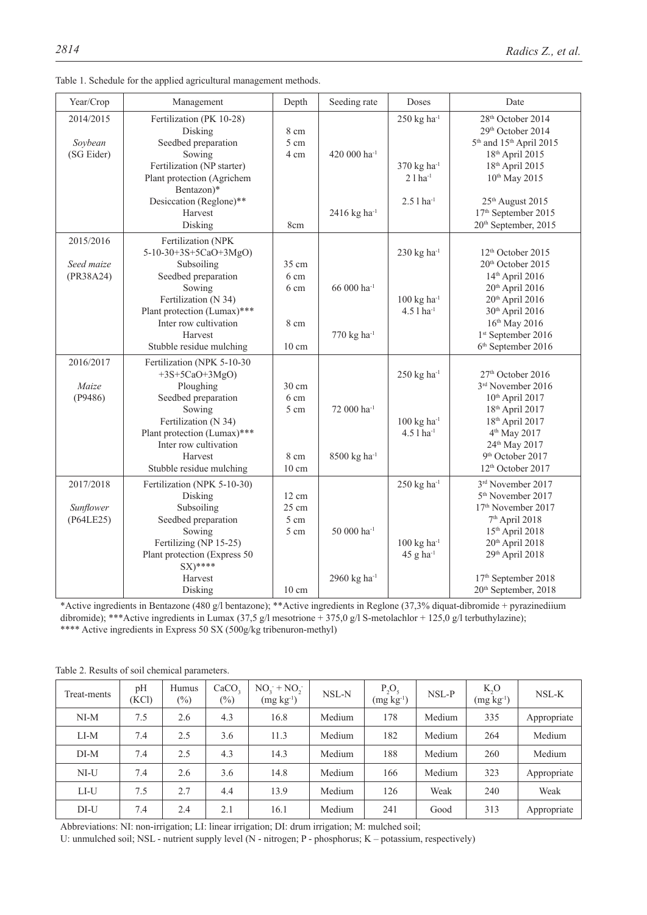Table 1. Schedule for the applied agricultural management methods.

| Year/Crop | Management | Depth | Seeding rate | Doses | Date |
|---|---|---|---|---|---|
| 2014/2015<br><br>*Soybean*<br>(SG Eider) | Fertilization (PK 10-28)<br>Disking<br>Seedbed preparation<br>Sowing<br>Fertilization (NP starter)<br>Plant protection (Agrichem Bentazon)*<br>Desiccation (Reglone)**<br>Harvest<br>Disking | <br>8 cm<br>5 cm<br>4 cm<br><br><br><br><br>8cm | <br><br><br>420 000 ha$^{-1}$<br><br><br><br>2416 kg ha$^{-1}$<br> | 250 kg ha$^{-1}$<br><br><br><br>370 kg ha$^{-1}$<br>2 l ha$^{-1}$<br>2.5 l ha$^{-1}$<br><br> | 28th October 2014<br>29th October 2014<br>5th and 15th April 2015<br>18th April 2015<br>18th April 2015<br>10th May 2015<br>25th August 2015<br>17th September 2015<br>20th September, 2015 |
| 2015/2016<br><br>*Seed maize*<br>(PR38A24) | Fertilization (NPK 5-10-30+3S+5CaO+3MgO)<br>Subsoiling<br>Seedbed preparation<br>Sowing<br>Fertilization (N 34)<br>Plant protection (Lumax)***<br>Inter row cultivation<br>Harvest<br>Stubble residue mulching | <br>35 cm<br>6 cm<br>6 cm<br><br><br>8 cm<br><br>10 cm | <br><br><br>66 000 ha$^{-1}$<br><br><br><br>770 kg ha$^{-1}$<br> | 230 kg ha$^{-1}$<br><br><br><br>100 kg ha$^{-1}$<br>4.5 l ha$^{-1}$<br><br><br> | 12th October 2015<br>20th October 2015<br>14th April 2016<br>20th April 2016<br>20th April 2016<br>30th April 2016<br>16th May 2016<br>1st September 2016<br>6th September 2016 |
| 2016/2017<br><br>*Maize*<br>(P9486) | Fertilization (NPK 5-10-30 +3S+5CaO+3MgO)<br>Ploughing<br>Seedbed preparation<br>Sowing<br>Fertilization (N 34)<br>Plant protection (Lumax)***<br>Inter row cultivation<br>Harvest<br>Stubble residue mulching | <br>30 cm<br>6 cm<br>5 cm<br><br><br><br>8 cm<br>10 cm | <br><br><br>72 000 ha$^{-1}$<br><br><br><br>8500 kg ha$^{-1}$<br> | 250 kg ha$^{-1}$<br><br><br><br>100 kg ha$^{-1}$<br>4.5 l ha$^{-1}$<br><br><br> | 27th October 2016<br>3rd November 2016<br>10th April 2017<br>18th April 2017<br>18th April 2017<br>4th May 2017<br>24th May 2017<br>9th October 2017<br>12th October 2017 |
| 2017/2018<br><br>*Sunflower*<br>(P64LE25) | Fertilization (NPK 5-10-30)<br>Disking<br>Subsoiling<br>Seedbed preparation<br>Sowing<br>Fertilizing (NP 15-25)<br>Plant protection (Express 50 SX)****<br>Harvest<br>Disking | <br>12 cm<br>25 cm<br>5 cm<br>5 cm<br><br><br><br>10 cm | <br><br><br><br>50 000 ha$^{-1}$<br><br><br>2960 kg ha$^{-1}$<br> | 250 kg ha$^{-1}$<br><br><br><br><br>100 kg ha$^{-1}$<br>45 g ha$^{-1}$<br><br> | 3rd November 2017<br>5th November 2017<br>17th November 2017<br>7th April 2018<br>15th April 2018<br>20th April 2018<br>29th April 2018<br>17th September 2018<br>20th September, 2018 |

*Active ingredients in Bentazone (480 g/l bentazone); **Active ingredients in Reglone (37,3% diquat-dibromide + pyrazinediium dibromide); ***Active ingredients in Lumax (37,5 g/l mesotrione + 375,0 g/l S-metolachlor + 125,0 g/l terbuthylazine);
**** Active ingredients in Express 50 SX (500g/kg tribenuron-methyl)

Table 2. Results of soil chemical parameters.

| Treat-ments | pH (KCl) | Humus (%) | $CaCO_3$ (%) | $NO_3^- + NO_2^-$ (mg kg$^{-1}$) | NSL-N | $P_2O_5$ (mg kg$^{-1}$) | NSL-P | $K_2O$ (mg kg$^{-1}$) | NSL-K |
|---|---|---|---|---|---|---|---|---|---|
| NI-M | 7.5 | 2.6 | 4.3 | 16.8 | Medium | 178 | Medium | 335 | Appropriate |
| LI-M | 7.4 | 2.5 | 3.6 | 11.3 | Medium | 182 | Medium | 264 | Medium |
| DI-M | 7.4 | 2.5 | 4.3 | 14.3 | Medium | 188 | Medium | 260 | Medium |
| NI-U | 7.4 | 2.6 | 3.6 | 14.8 | Medium | 166 | Medium | 323 | Appropriate |
| LI-U | 7.5 | 2.7 | 4.4 | 13.9 | Medium | 126 | Weak | 240 | Weak |
| DI-U | 7.4 | 2.4 | 2.1 | 16.1 | Medium | 241 | Good | 313 | Appropriate |

Abbreviations: NI: non-irrigation; LI: linear irrigation; DI: drum irrigation; M: mulched soil;
U: unmulched soil; NSL - nutrient supply level (N - nitrogen; P - phosphorus; K – potassium, respectively)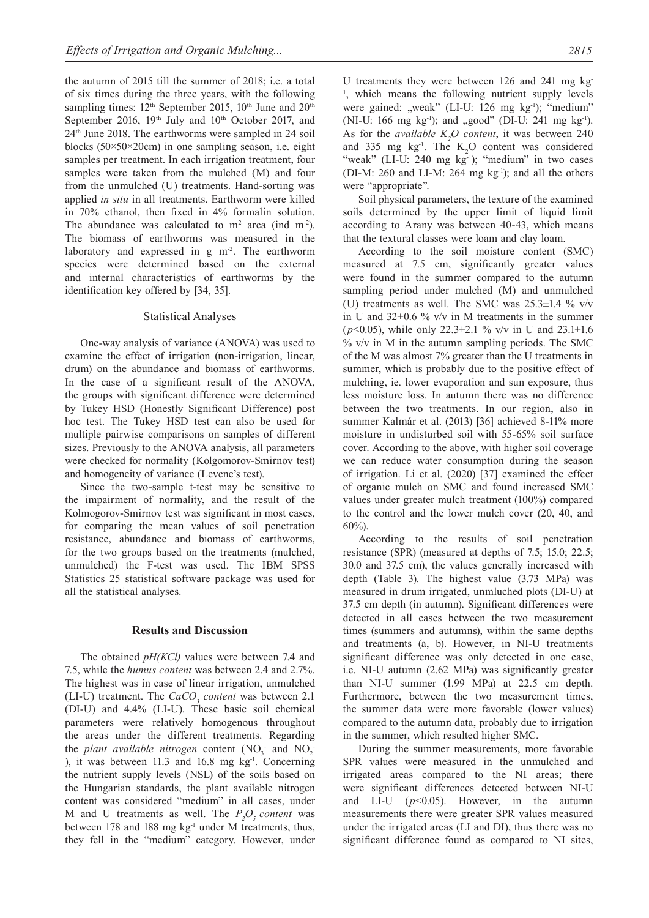the autumn of 2015 till the summer of 2018; i.e. a total of six times during the three years, with the following sampling times: 12th September 2015, 10th June and 20th September 2016, 19th July and 10th October 2017, and 24th June 2018. The earthworms were sampled in 24 soil blocks (50×50×20cm) in one sampling season, i.e. eight samples per treatment. In each irrigation treatment, four samples were taken from the mulched (M) and four from the unmulched (U) treatments. Hand-sorting was applied *in situ* in all treatments. Earthworm were killed in 70% ethanol, then fixed in 4% formalin solution. The abundance was calculated to $m^2$ area (ind $m^{-2}$). The biomass of earthworms was measured in the laboratory and expressed in g $m^{-2}$. The earthworm species were determined based on the external and internal characteristics of earthworms by the identification key offered by [34, 35].

### Statistical Analyses

One-way analysis of variance (ANOVA) was used to examine the effect of irrigation (non-irrigation, linear, drum) on the abundance and biomass of earthworms. In the case of a significant result of the ANOVA, the groups with significant difference were determined by Tukey HSD (Honestly Significant Difference) post hoc test. The Tukey HSD test can also be used for multiple pairwise comparisons on samples of different sizes. Previously to the ANOVA analysis, all parameters were checked for normality (Kolgomorov-Smirnov test) and homogeneity of variance (Levene's test).

Since the two-sample t-test may be sensitive to the impairment of normality, and the result of the Kolmogorov-Smirnov test was significant in most cases, for comparing the mean values of soil penetration resistance, abundance and biomass of earthworms, for the two groups based on the treatments (mulched, unmulched) the F-test was used. The IBM SPSS Statistics 25 statistical software package was used for all the statistical analyses.

## Results and Discussion

The obtained *pH(KCl)* values were between 7.4 and 7.5, while the *humus content* was between 2.4 and 2.7%. The highest was in case of linear irrigation, unmulched (LI-U) treatment. The *$CaCO_3$ content* was between 2.1 (DI-U) and 4.4% (LI-U). These basic soil chemical parameters were relatively homogenous throughout the areas under the different treatments. Regarding the *plant available nitrogen* content ($NO_3^-$ and $NO_2^-$), it was between 11.3 and 16.8 mg $kg^{-1}$. Concerning the nutrient supply levels (NSL) of the soils based on the Hungarian standards, the plant available nitrogen content was considered "medium" in all cases, under M and U treatments as well. The *$P_2O_5$ content* was between 178 and 188 mg $kg^{-1}$ under M treatments, thus, they fell in the "medium" category. However, under U treatments they were between 126 and 241 mg $kg^{-1}$, which means the following nutrient supply levels were gained: „weak" (LI-U: 126 mg $kg^{-1}$); "medium" (NI-U: 166 mg $kg^{-1}$); and „good" (DI-U: 241 mg $kg^{-1}$). As for the *available $K_2O$ content*, it was between 240 and 335 mg $kg^{-1}$. The $K_2O$ content was considered "weak" (LI-U: 240 mg $kg^{-1}$); "medium" in two cases (DI-M: 260 and LI-M: 264 mg $kg^{-1}$); and all the others were "appropriate".

Soil physical parameters, the texture of the examined soils determined by the upper limit of liquid limit according to Arany was between 40-43, which means that the textural classes were loam and clay loam.

According to the soil moisture content (SMC) measured at 7.5 cm, significantly greater values were found in the summer compared to the autumn sampling period under mulched (M) and unmulched (U) treatments as well. The SMC was 25.3±1.4 % v/v in U and 32±0.6 % v/v in M treatments in the summer ($p<0.05$), while only 22.3±2.1 % v/v in U and 23.1±1.6 % v/v in M in the autumn sampling periods. The SMC of the M was almost 7% greater than the U treatments in summer, which is probably due to the positive effect of mulching, ie. lower evaporation and sun exposure, thus less moisture loss. In autumn there was no difference between the two treatments. In our region, also in summer Kalmár et al. (2013) [36] achieved 8-11% more moisture in undisturbed soil with 55-65% soil surface cover. According to the above, with higher soil coverage we can reduce water consumption during the season of irrigation. Li et al. (2020) [37] examined the effect of organic mulch on SMC and found increased SMC values under greater mulch treatment (100%) compared to the control and the lower mulch cover (20, 40, and 60%).

According to the results of soil penetration resistance (SPR) (measured at depths of 7.5; 15.0; 22.5; 30.0 and 37.5 cm), the values generally increased with depth (Table 3). The highest value (3.73 MPa) was measured in drum irrigated, unmluched plots (DI-U) at 37.5 cm depth (in autumn). Significant differences were detected in all cases between the two measurement times (summers and autumns), within the same depths and treatments (a, b). However, in NI-U treatments significant difference was only detected in one case, i.e. NI-U autumn (2.62 MPa) was significantly greater than NI-U summer (1.99 MPa) at 22.5 cm depth. Furthermore, between the two measurement times, the summer data were more favorable (lower values) compared to the autumn data, probably due to irrigation in the summer, which resulted higher SMC.

During the summer measurements, more favorable SPR values were measured in the unmulched and irrigated areas compared to the NI areas; there were significant differences detected between NI-U and LI-U ($p<0.05$). However, in the autumn measurements there were greater SPR values measured under the irrigated areas (LI and DI), thus there was no significant difference found as compared to NI sites,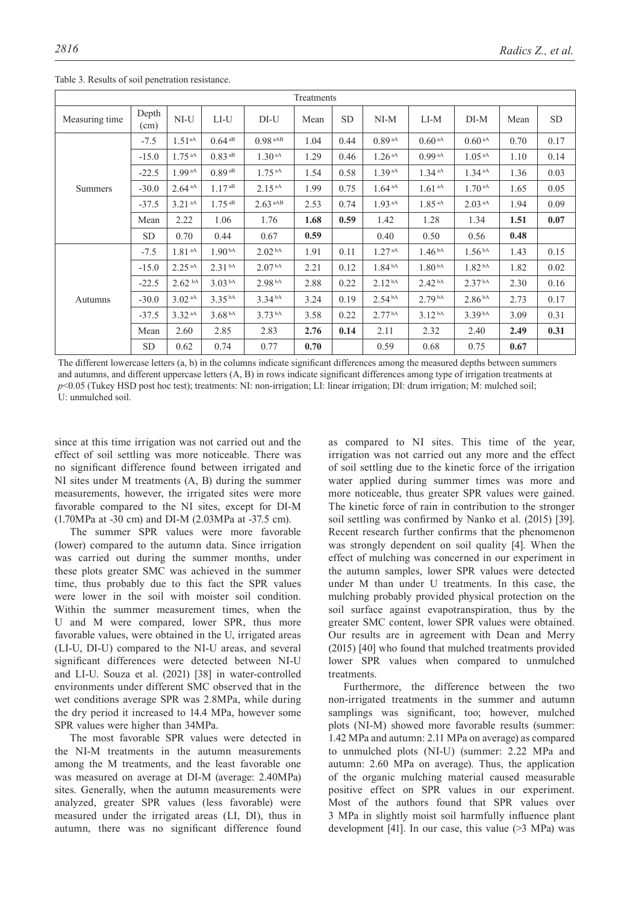Table 3. Results of soil penetration resistance.

| Treatments | | | | | | | | | | | |
|---|---|---|---|---|---|---|---|---|---|---|---|
| Measuring time | Depth (cm) | NI-U | LI-U | DI-U | Mean | SD | NI-M | LI-M | DI-M | Mean | SD |
| Summers | -7.5 | 1.51 aA | 0.64 aB | 0.98 aAB | 1.04 | 0.44 | 0.89 aA | 0.60 aA | 0.60 aA | 0.70 | 0.17 |
| | -15.0 | 1.75 aA | 0.83 aB | 1.30 aA | 1.29 | 0.46 | 1.26 aA | 0.99 aA | 1.05 aA | 1.10 | 0.14 |
| | -22.5 | 1.99 aA | 0.89 aB | 1.75 aA | 1.54 | 0.58 | 1.39 aA | 1.34 aA | 1.34 aA | 1.36 | 0.03 |
| | -30.0 | 2.64 aA | 1.17 aB | 2.15 aA | 1.99 | 0.75 | 1.64 aA | 1.61 aA | 1.70 aA | 1.65 | 0.05 |
| | -37.5 | 3.21 aA | 1.75 aB | 2.63 aAB | 2.53 | 0.74 | 1.93 aA | 1.85 aA | 2.03 aA | 1.94 | 0.09 |
| | Mean | 2.22 | 1.06 | 1.76 | **1.68** | **0.59** | 1.42 | 1.28 | 1.34 | **1.51** | **0.07** |
| | SD | 0.70 | 0.44 | 0.67 | **0.59** | | 0.40 | 0.50 | 0.56 | **0.48** | |
| Autumns | -7.5 | 1.81 aA | 1.90 bA | 2.02 bA | 1.91 | 0.11 | 1.27 aA | 1.46 bA | 1.56 bA | 1.43 | 0.15 |
| | -15.0 | 2.25 aA | 2.31 bA | 2.07 bA | 2.21 | 0.12 | 1.84 bA | 1.80 bA | 1.82 bA | 1.82 | 0.02 |
| | -22.5 | 2.62 bA | 3.03 bA | 2.98 bA | 2.88 | 0.22 | 2.12 bA | 2.42 bA | 2.37 bA | 2.30 | 0.16 |
| | -30.0 | 3.02 aA | 3.35 bA | 3.34 bA | 3.24 | 0.19 | 2.54 bA | 2.79 bA | 2.86 bA | 2.73 | 0.17 |
| | -37.5 | 3.32 aA | 3.68 bA | 3.73 bA | 3.58 | 0.22 | 2.77 bA | 3.12 bA | 3.39 bA | 3.09 | 0.31 |
| | Mean | 2.60 | 2.85 | 2.83 | **2.76** | **0.14** | 2.11 | 2.32 | 2.40 | **2.49** | **0.31** |
| | SD | 0.62 | 0.74 | 0.77 | **0.70** | | 0.59 | 0.68 | 0.75 | **0.67** | |

The different lowercase letters (a, b) in the columns indicate significant differences among the measured depths between summers and autumns, and different uppercase letters (A, B) in rows indicate significant differences among type of irrigation treatments at $p<0.05$ (Tukey HSD post hoc test); treatments: NI: non-irrigation; LI: linear irrigation; DI: drum irrigation; M: mulched soil; U: unmulched soil.

since at this time irrigation was not carried out and the effect of soil settling was more noticeable. There was no significant difference found between irrigated and NI sites under M treatments (A, B) during the summer measurements, however, the irrigated sites were more favorable compared to the NI sites, except for DI-M (1.70MPa at -30 cm) and DI-M (2.03MPa at -37.5 cm).

The summer SPR values were more favorable (lower) compared to the autumn data. Since irrigation was carried out during the summer months, under these plots greater SMC was achieved in the summer time, thus probably due to this fact the SPR values were lower in the soil with moister soil condition. Within the summer measurement times, when the U and M were compared, lower SPR, thus more favorable values, were obtained in the U, irrigated areas (LI-U, DI-U) compared to the NI-U areas, and several significant differences were detected between NI-U and LI-U. Souza et al. (2021) [38] in water-controlled environments under different SMC observed that in the wet conditions average SPR was 2.8MPa, while during the dry period it increased to 14.4 MPa, however some SPR values were higher than 34MPa.

The most favorable SPR values were detected in the NI-M treatments in the autumn measurements among the M treatments, and the least favorable one was measured on average at DI-M (average: 2.40MPa) sites. Generally, when the autumn measurements were analyzed, greater SPR values (less favorable) were measured under the irrigated areas (LI, DI), thus in autumn, there was no significant difference found as compared to NI sites. This time of the year, irrigation was not carried out any more and the effect of soil settling due to the kinetic force of the irrigation water applied during summer times was more and more noticeable, thus greater SPR values were gained. The kinetic force of rain in contribution to the stronger soil settling was confirmed by Nanko et al. (2015) [39]. Recent research further confirms that the phenomenon was strongly dependent on soil quality [4]. When the effect of mulching was concerned in our experiment in the autumn samples, lower SPR values were detected under M than under U treatments. In this case, the mulching probably provided physical protection on the soil surface against evapotranspiration, thus by the greater SMC content, lower SPR values were obtained. Our results are in agreement with Dean and Merry (2015) [40] who found that mulched treatments provided lower SPR values when compared to unmulched treatments.

Furthermore, the difference between the two non-irrigated treatments in the summer and autumn samplings was significant, too; however, mulched plots (NI-M) showed more favorable results (summer: 1.42 MPa and autumn: 2.11 MPa on average) as compared to unmulched plots (NI-U) (summer: 2.22 MPa and autumn: 2.60 MPa on average). Thus, the application of the organic mulching material caused measurable positive effect on SPR values in our experiment. Most of the authors found that SPR values over 3 MPa in slightly moist soil harmfully influence plant development [41]. In our case, this value (>3 MPa) was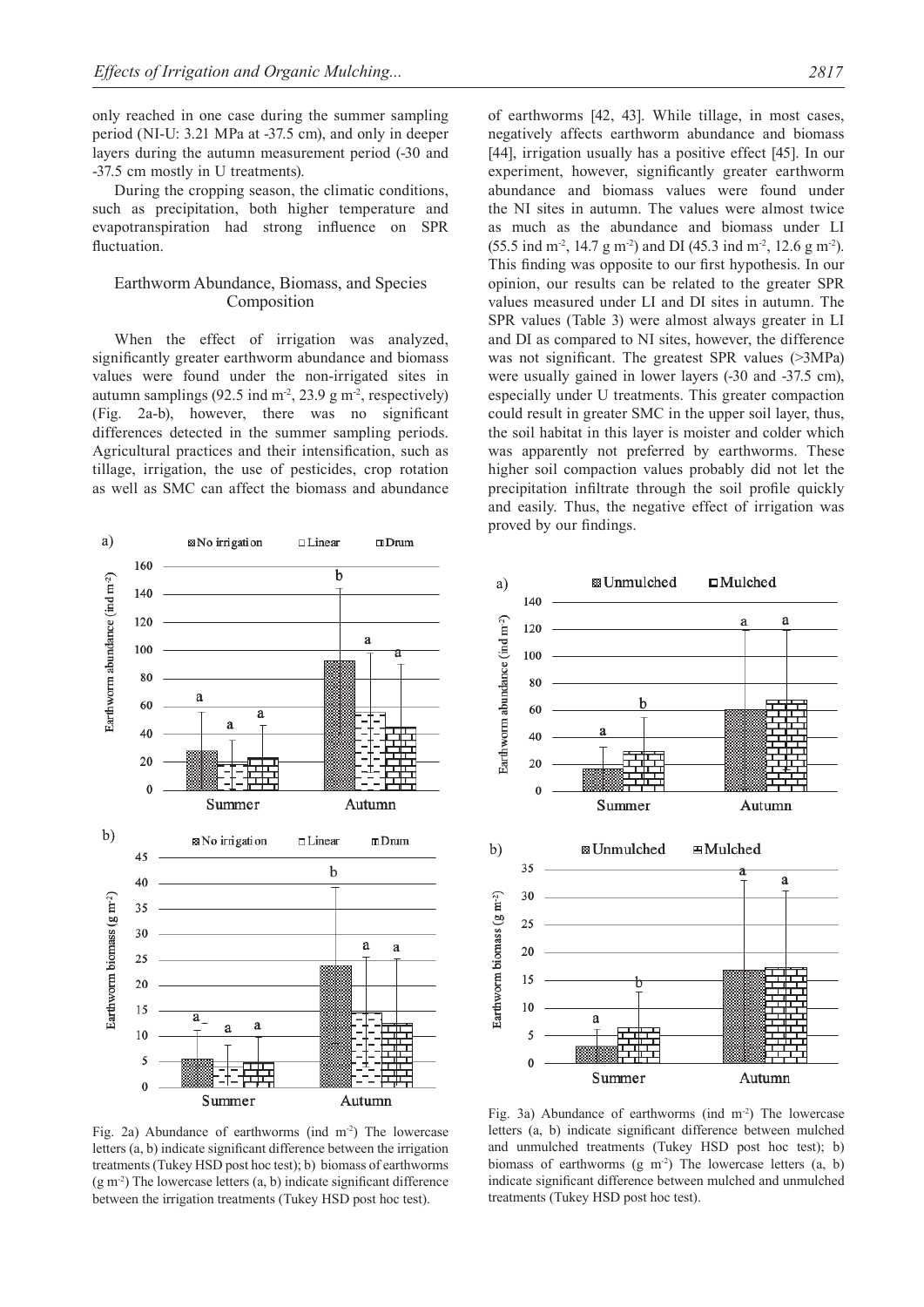only reached in one case during the summer sampling period (NI-U: 3.21 MPa at -37.5 cm), and only in deeper layers during the autumn measurement period (-30 and -37.5 cm mostly in U treatments).

During the cropping season, the climatic conditions, such as precipitation, both higher temperature and evapotranspiration had strong influence on SPR fluctuation.

## Earthworm Abundance, Biomass, and Species Composition

When the effect of irrigation was analyzed, significantly greater earthworm abundance and biomass values were found under the non-irrigated sites in autumn samplings (92.5 ind $m^{-2}$, 23.9 g $m^{-2}$, respectively) (Fig. 2a-b), however, there was no significant differences detected in the summer sampling periods. Agricultural practices and their intensification, such as tillage, irrigation, the use of pesticides, crop rotation as well as SMC can affect the biomass and abundance of earthworms [42, 43]. While tillage, in most cases, negatively affects earthworm abundance and biomass [44], irrigation usually has a positive effect [45]. In our experiment, however, significantly greater earthworm abundance and biomass values were found under the NI sites in autumn. The values were almost twice as much as the abundance and biomass under LI (55.5 ind $m^{-2}$, 14.7 g $m^{-2}$) and DI (45.3 ind $m^{-2}$, 12.6 g $m^{-2}$). This finding was opposite to our first hypothesis. In our opinion, our results can be related to the greater SPR values measured under LI and DI sites in autumn. The SPR values (Table 3) were almost always greater in LI and DI as compared to NI sites, however, the difference was not significant. The greatest SPR values (>3MPa) were usually gained in lower layers (-30 and -37.5 cm), especially under U treatments. This greater compaction could result in greater SMC in the upper soil layer, thus, the soil habitat in this layer is moister and colder which was apparently not preferred by earthworms. These higher soil compaction values probably did not let the precipitation infiltrate through the soil profile quickly and easily. Thus, the negative effect of irrigation was proved by our findings.

Fig. 2a) Abundance of earthworms (ind $m^{-2}$) The lowercase letters (a, b) indicate significant difference between the irrigation treatments (Tukey HSD post hoc test); b) biomass of earthworms (g $m^{-2}$) The lowercase letters (a, b) indicate significant difference between the irrigation treatments (Tukey HSD post hoc test).

Fig. 3a) Abundance of earthworms (ind $m^{-2}$) The lowercase letters (a, b) indicate significant difference between mulched and unmulched treatments (Tukey HSD post hoc test); b) biomass of earthworms (g $m^{-2}$) The lowercase letters (a, b) indicate significant difference between mulched and unmulched treatments (Tukey HSD post hoc test).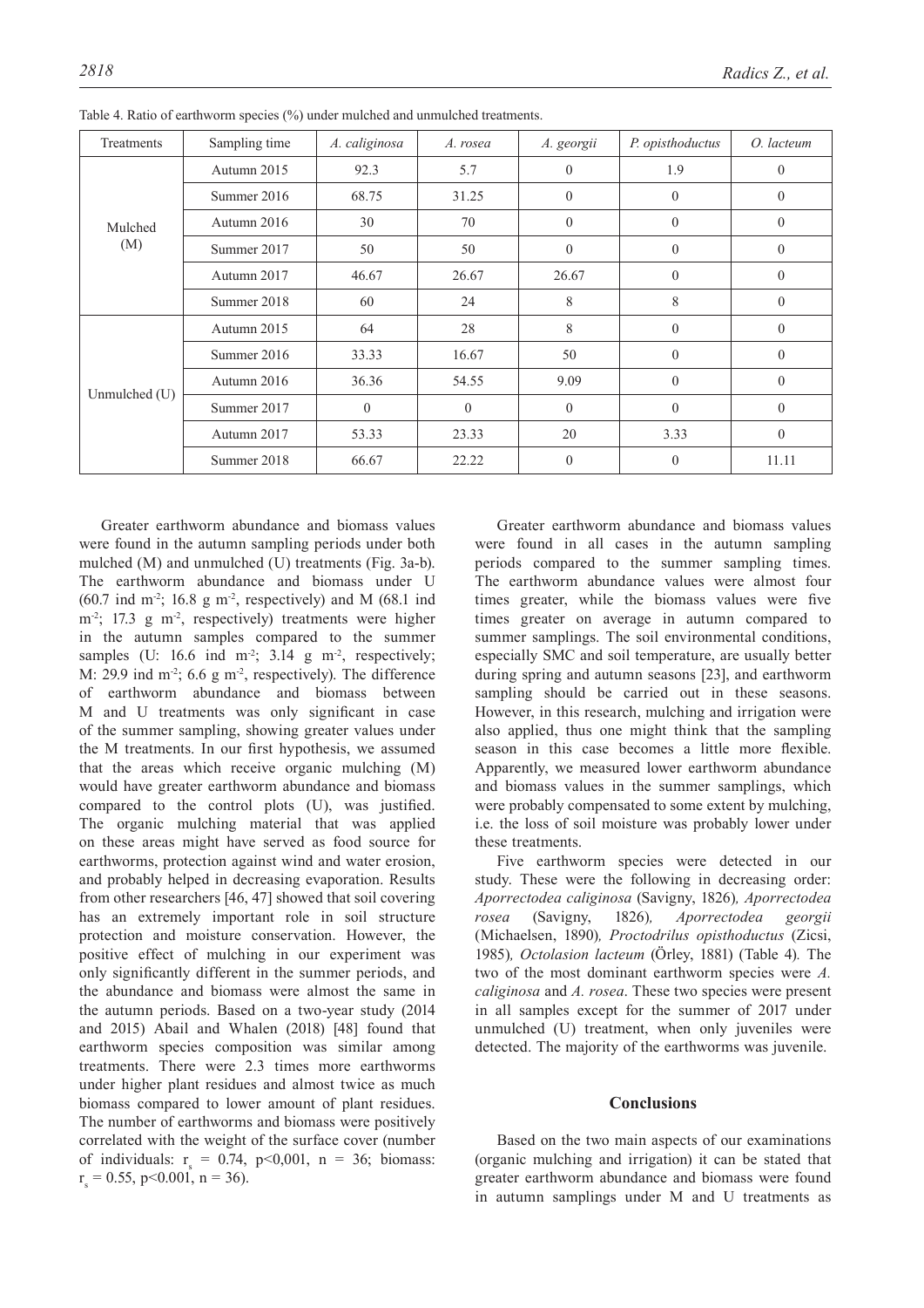Table 4. Ratio of earthworm species (%) under mulched and unmulched treatments.

| Treatments | Sampling time | *A. caliginosa* | *A. rosea* | *A. georgii* | *P. opisthoductus* | *O. lacteum* |
|---|---|---|---|---|---|---|
| Mulched (M) | Autumn 2015 | 92.3 | 5.7 | 0 | 1.9 | 0 |
| | Summer 2016 | 68.75 | 31.25 | 0 | 0 | 0 |
| | Autumn 2016 | 30 | 70 | 0 | 0 | 0 |
| | Summer 2017 | 50 | 50 | 0 | 0 | 0 |
| | Autumn 2017 | 46.67 | 26.67 | 26.67 | 0 | 0 |
| | Summer 2018 | 60 | 24 | 8 | 8 | 0 |
| Unmulched (U) | Autumn 2015 | 64 | 28 | 8 | 0 | 0 |
| | Summer 2016 | 33.33 | 16.67 | 50 | 0 | 0 |
| | Autumn 2016 | 36.36 | 54.55 | 9.09 | 0 | 0 |
| | Summer 2017 | 0 | 0 | 0 | 0 | 0 |
| | Autumn 2017 | 53.33 | 23.33 | 20 | 3.33 | 0 |
| | Summer 2018 | 66.67 | 22.22 | 0 | 0 | 11.11 |

Greater earthworm abundance and biomass values were found in the autumn sampling periods under both mulched (M) and unmulched (U) treatments (Fig. 3a-b). The earthworm abundance and biomass under U (60.7 ind $m^{-2}$; 16.8 g $m^{-2}$, respectively) and M (68.1 ind $m^{-2}$; 17.3 g $m^{-2}$, respectively) treatments were higher in the autumn samples compared to the summer samples (U: 16.6 ind $m^{-2}$; 3.14 g $m^{-2}$, respectively; M: 29.9 ind $m^{-2}$; 6.6 g $m^{-2}$, respectively). The difference of earthworm abundance and biomass between M and U treatments was only significant in case of the summer sampling, showing greater values under the M treatments. In our first hypothesis, we assumed that the areas which receive organic mulching (M) would have greater earthworm abundance and biomass compared to the control plots (U), was justified. The organic mulching material that was applied on these areas might have served as food source for earthworms, protection against wind and water erosion, and probably helped in decreasing evaporation. Results from other researchers [46, 47] showed that soil covering has an extremely important role in soil structure protection and moisture conservation. However, the positive effect of mulching in our experiment was only significantly different in the summer periods, and the abundance and biomass were almost the same in the autumn periods. Based on a two-year study (2014 and 2015) Abail and Whalen (2018) [48] found that earthworm species composition was similar among treatments. There were 2.3 times more earthworms under higher plant residues and almost twice as much biomass compared to lower amount of plant residues. The number of earthworms and biomass were positively correlated with the weight of the surface cover (number of individuals: $r_s = 0.74$, $p<0{,}001$, $n = 36$; biomass: $r_s = 0.55$, $p<0.001$, $n = 36$).

Greater earthworm abundance and biomass values were found in all cases in the autumn sampling periods compared to the summer sampling times. The earthworm abundance values were almost four times greater, while the biomass values were five times greater on average in autumn compared to summer samplings. The soil environmental conditions, especially SMC and soil temperature, are usually better during spring and autumn seasons [23], and earthworm sampling should be carried out in these seasons. However, in this research, mulching and irrigation were also applied, thus one might think that the sampling season in this case becomes a little more flexible. Apparently, we measured lower earthworm abundance and biomass values in the summer samplings, which were probably compensated to some extent by mulching, i.e. the loss of soil moisture was probably lower under these treatments.

Five earthworm species were detected in our study. These were the following in decreasing order: *Aporrectodea caliginosa* (Savigny, 1826)*, Aporrectodea rosea* (Savigny, 1826)*, Aporrectodea georgii* (Michaelsen, 1890)*, Proctodrilus opisthoductus* (Zicsi, 1985)*, Octolasion lacteum* (Örley, 1881) (Table 4)*.* The two of the most dominant earthworm species were *A. caliginosa* and *A. rosea*. These two species were present in all samples except for the summer of 2017 under unmulched (U) treatment, when only juveniles were detected. The majority of the earthworms was juvenile.

## Conclusions

Based on the two main aspects of our examinations (organic mulching and irrigation) it can be stated that greater earthworm abundance and biomass were found in autumn samplings under M and U treatments as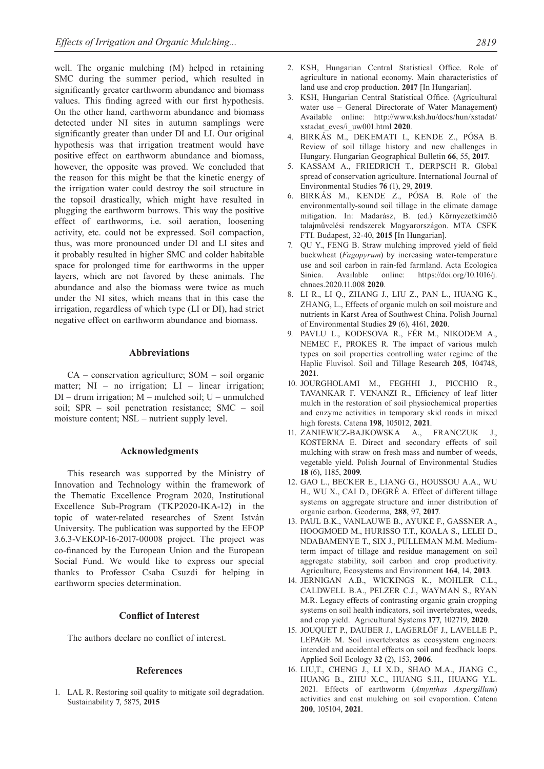well. The organic mulching (M) helped in retaining SMC during the summer period, which resulted in significantly greater earthworm abundance and biomass values. This finding agreed with our first hypothesis. On the other hand, earthworm abundance and biomass detected under NI sites in autumn samplings were significantly greater than under DI and LI. Our original hypothesis was that irrigation treatment would have positive effect on earthworm abundance and biomass, however, the opposite was proved. We concluded that the reason for this might be that the kinetic energy of the irrigation water could destroy the soil structure in the topsoil drastically, which might have resulted in plugging the earthworm burrows. This way the positive effect of earthworms, i.e. soil aeration, loosening activity, etc. could not be expressed. Soil compaction, thus, was more pronounced under DI and LI sites and it probably resulted in higher SMC and colder habitable space for prolonged time for earthworms in the upper layers, which are not favored by these animals. The abundance and also the biomass were twice as much under the NI sites, which means that in this case the irrigation, regardless of which type (LI or DI), had strict negative effect on earthworm abundance and biomass.

## Abbreviations

CA – conservation agriculture; SOM – soil organic matter; NI – no irrigation; LI – linear irrigation; DI – drum irrigation; M – mulched soil; U – unmulched soil; SPR – soil penetration resistance; SMC – soil moisture content; NSL – nutrient supply level.

## Acknowledgments

This research was supported by the Ministry of Innovation and Technology within the framework of the Thematic Excellence Program 2020, Institutional Excellence Sub-Program (TKP2020-IKA-12) in the topic of water-related researches of Szent István University. The publication was supported by the EFOP 3.6.3-VEKOP-16-2017-00008 project. The project was co-financed by the European Union and the European Social Fund. We would like to express our special thanks to Professor Csaba Csuzdi for helping in earthworm species determination.

## Conflict of Interest

The authors declare no conflict of interest.

## References

1. LAL R. Restoring soil quality to mitigate soil degradation. Sustainability **7**, 5875, **2015**
2. KSH, Hungarian Central Statistical Office. Role of agriculture in national economy. Main characteristics of land use and crop production. **2017** [In Hungarian].
3. KSH, Hungarian Central Statistical Office. (Agricultural water use – General Directorate of Water Management) Available online: http://www.ksh.hu/docs/hun/xstadat/xstadat_eves/i_uw001.html **2020**.
4. BIRKÁS M., DEKEMATI I., KENDE Z., PÓSA B. Review of soil tillage history and new challenges in Hungary. Hungarian Geographical Bulletin **66**, 55, **2017**.
5. KASSAM A., FRIEDRICH T., DERPSCH R. Global spread of conservation agriculture. International Journal of Environmental Studies **76** (1), 29, **2019**.
6. BIRKÁS M., KENDE Z., PÓSA B. Role of the environmentally-sound soil tillage in the climate damage mitigation. In: Madarász, B. (ed.) Környezetkímélő talajművelési rendszerek Magyarországon. MTA CSFK FTI. Budapest, 32-40, **2015** [In Hungarian].
7. QU Y., FENG B. Straw mulching improved yield of field buckwheat (*Fagopyrum*) by increasing water-temperature use and soil carbon in rain-fed farmland. Acta Ecologica Sinica. Available online: https://doi.org/10.1016/j.chnaes.2020.11.008 **2020**.
8. LI R., LI Q., ZHANG J., LIU Z., PAN L., HUANG K., ZHANG, L., Effects of organic mulch on soil moisture and nutrients in Karst Area of Southwest China. Polish Journal of Environmental Studies **29** (6), 4161, **2020**.
9. PAVLU L., KODESOVA R., FÉR M., NIKODEM A., NEMEC F., PROKES R. The impact of various mulch types on soil properties controlling water regime of the Haplic Fluvisol. Soil and Tillage Research **205**, 104748, **2021**.
10. JOURGHOLAMI M., FEGHHI J., PICCHIO R., TAVANKAR F. VENANZI R., Efficiency of leaf litter mulch in the restoration of soil physiochemical properties and enzyme activities in temporary skid roads in mixed high forests. Catena **198**, 105012, **2021**.
11. ZANIEWICZ-BAJKOWSKA A., FRANCZUK J., KOSTERNA E. Direct and secondary effects of soil mulching with straw on fresh mass and number of weeds, vegetable yield. Polish Journal of Environmental Studies **18** (6), 1185, **2009**.
12. GAO L., BECKER E., LIANG G., HOUSSOU A.A., WU H., WU X., CAI D., DEGRÉ A. Effect of different tillage systems on aggregate structure and inner distribution of organic carbon. Geoderma*,* **288**, 97, **2017**.
13. PAUL B.K., VANLAUWE B., AYUKE F., GASSNER A., HOOGMOED M., HURISSO T.T., KOALA S., LELEI D., NDABAMENYE T., SIX J., PULLEMAN M.M. Medium-term impact of tillage and residue management on soil aggregate stability, soil carbon and crop productivity. Agriculture, Ecosystems and Environment **164**, 14, **2013**.
14. JERNIGAN A.B., WICKINGS K., MOHLER C.L., CALDWELL B.A., PELZER C.J., WAYMAN S., RYAN M.R. Legacy effects of contrasting organic grain cropping systems on soil health indicators, soil invertebrates, weeds, and crop yield. Agricultural Systems **177**, 102719, **2020**.
15. JOUQUET P., DAUBER J., LAGERLÖF J., LAVELLE P., LEPAGE M. Soil invertebrates as ecosystem engineers: intended and accidental effects on soil and feedback loops. Applied Soil Ecology **32** (2), 153, **2006**.
16. LIU,T., CHENG J., LI X.D., SHAO M.A., JIANG C., HUANG B., ZHU X.C., HUANG S.H., HUANG Y.L. 2021. Effects of earthworm (*Amynthas Aspergillum*) activities and cast mulching on soil evaporation. Catena **200**, 105104, **2021**.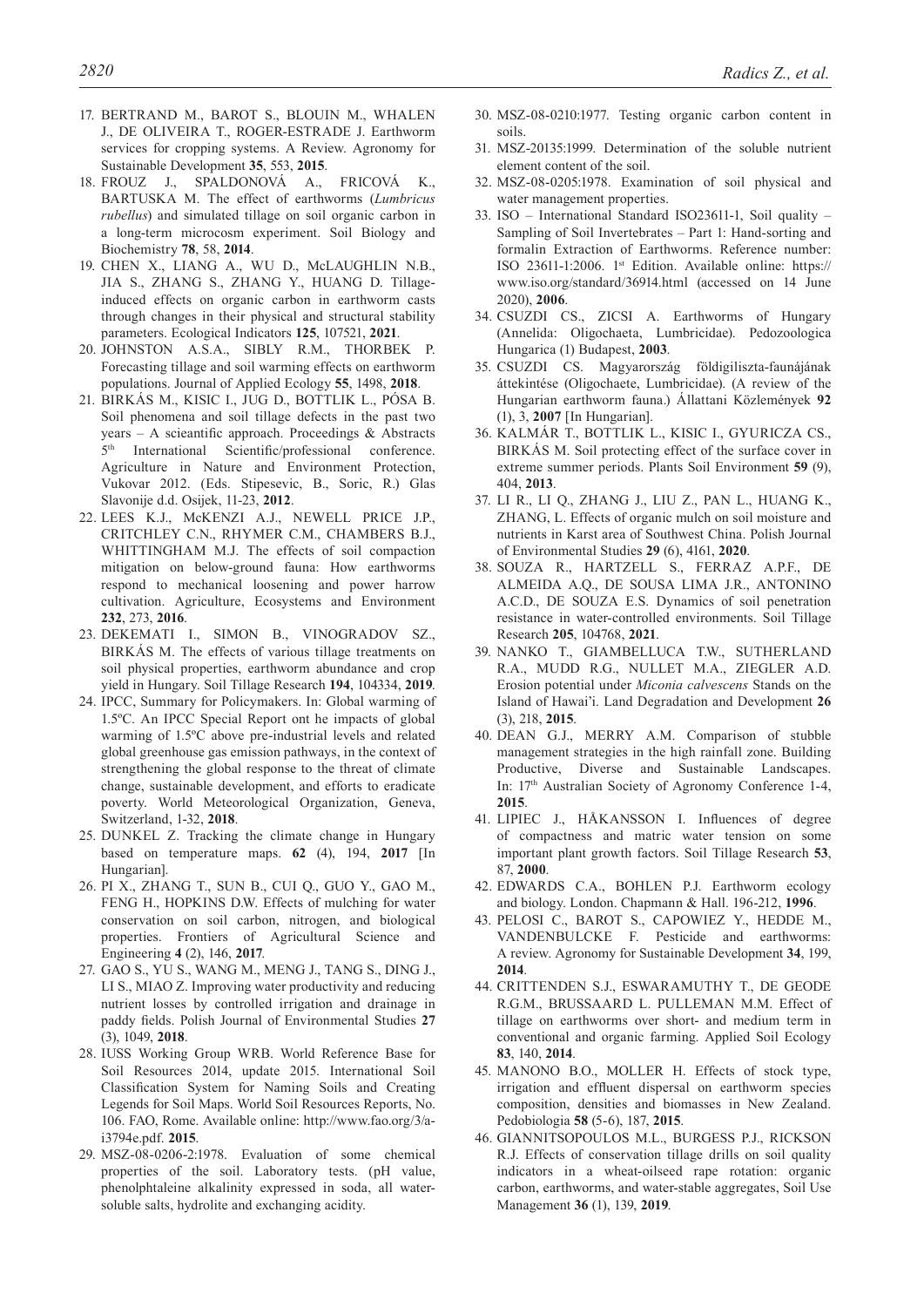17. BERTRAND M., BAROT S., BLOUIN M., WHALEN J., DE OLIVEIRA T., ROGER-ESTRADE J. Earthworm services for cropping systems. A Review. Agronomy for Sustainable Development **35**, 553, **2015**.
18. FROUZ J., SPALDONOVÁ A., FRICOVÁ K., BARTUSKA M. The effect of earthworms (*Lumbricus rubellus*) and simulated tillage on soil organic carbon in a long-term microcosm experiment. Soil Biology and Biochemistry **78**, 58, **2014**.
19. CHEN X., LIANG A., WU D., McLAUGHLIN N.B., JIA S., ZHANG S., ZHANG Y., HUANG D. Tillage-induced effects on organic carbon in earthworm casts through changes in their physical and structural stability parameters. Ecological Indicators **125**, 107521, **2021**.
20. JOHNSTON A.S.A., SIBLY R.M., THORBEK P. Forecasting tillage and soil warming effects on earthworm populations. Journal of Applied Ecology **55**, 1498, **2018**.
21. BIRKÁS M., KISIC I., JUG D., BOTTLIK L., PÓSA B. Soil phenomena and soil tillage defects in the past two years – A scieantific approach. Proceedings & Abstracts 5th International Scientific/professional conference. Agriculture in Nature and Environment Protection, Vukovar 2012. (Eds. Stipesevic, B., Soric, R.) Glas Slavonije d.d. Osijek, 11-23, **2012**.
22. LEES K.J., McKENZI A.J., NEWELL PRICE J.P., CRITCHLEY C.N., RHYMER C.M., CHAMBERS B.J., WHITTINGHAM M.J. The effects of soil compaction mitigation on below-ground fauna: How earthworms respond to mechanical loosening and power harrow cultivation. Agriculture, Ecosystems and Environment **232**, 273, **2016**.
23. DEKEMATI I., SIMON B., VINOGRADOV SZ., BIRKÁS M. The effects of various tillage treatments on soil physical properties, earthworm abundance and crop yield in Hungary. Soil Tillage Research **194**, 104334, **2019**.
24. IPCC, Summary for Policymakers. In: Global warming of 1.5ºC. An IPCC Special Report ont he impacts of global warming of 1.5ºC above pre-industrial levels and related global greenhouse gas emission pathways, in the context of strengthening the global response to the threat of climate change, sustainable development, and efforts to eradicate poverty. World Meteorological Organization, Geneva, Switzerland, 1-32, **2018**.
25. DUNKEL Z. Tracking the climate change in Hungary based on temperature maps. **62** (4), 194, **2017** [In Hungarian].
26. PI X., ZHANG T., SUN B., CUI Q., GUO Y., GAO M., FENG H., HOPKINS D.W. Effects of mulching for water conservation on soil carbon, nitrogen, and biological properties. Frontiers of Agricultural Science and Engineering **4** (2), 146, **2017**.
27. GAO S., YU S., WANG M., MENG J., TANG S., DING J., LI S., MIAO Z. Improving water productivity and reducing nutrient losses by controlled irrigation and drainage in paddy fields. Polish Journal of Environmental Studies **27** (3), 1049, **2018**.
28. IUSS Working Group WRB. World Reference Base for Soil Resources 2014, update 2015. International Soil Classification System for Naming Soils and Creating Legends for Soil Maps. World Soil Resources Reports, No. 106. FAO, Rome. Available online: http://www.fao.org/3/a-i3794e.pdf. **2015**.
29. MSZ-08-0206-2:1978. Evaluation of some chemical properties of the soil. Laboratory tests. (pH value, phenolphtaleine alkalinity expressed in soda, all water-soluble salts, hydrolite and exchanging acidity.
30. MSZ-08-0210:1977. Testing organic carbon content in soils.
31. MSZ-20135:1999. Determination of the soluble nutrient element content of the soil.
32. MSZ-08-0205:1978. Examination of soil physical and water management properties.
33. ISO – International Standard ISO23611-1, Soil quality – Sampling of Soil Invertebrates – Part 1: Hand-sorting and formalin Extraction of Earthworms. Reference number: ISO 23611-1:2006. 1st Edition. Available online: https://www.iso.org/standard/36914.html (accessed on 14 June 2020), **2006**.
34. CSUZDI CS., ZICSI A. Earthworms of Hungary (Annelida: Oligochaeta, Lumbricidae). Pedozoologica Hungarica (1) Budapest, **2003**.
35. CSUZDI CS. Magyarország földigiliszta-faunájának áttekintése (Oligochaete, Lumbricidae). (A review of the Hungarian earthworm fauna.) Állattani Közlemények **92** (1), 3, **2007** [In Hungarian].
36. KALMÁR T., BOTTLIK L., KISIC I., GYURICZA CS., BIRKÁS M. Soil protecting effect of the surface cover in extreme summer periods. Plants Soil Environment **59** (9), 404, **2013**.
37. LI R., LI Q., ZHANG J., LIU Z., PAN L., HUANG K., ZHANG, L. Effects of organic mulch on soil moisture and nutrients in Karst area of Southwest China. Polish Journal of Environmental Studies **29** (6), 4161, **2020**.
38. SOUZA R., HARTZELL S., FERRAZ A.P.F., DE ALMEIDA A.Q., DE SOUSA LIMA J.R., ANTONINO A.C.D., DE SOUZA E.S. Dynamics of soil penetration resistance in water-controlled environments. Soil Tillage Research **205**, 104768, **2021**.
39. NANKO T., GIAMBELLUCA T.W., SUTHERLAND R.A., MUDD R.G., NULLET M.A., ZIEGLER A.D. Erosion potential under *Miconia calvescens* Stands on the Island of Hawai'i. Land Degradation and Development **26** (3), 218, **2015**.
40. DEAN G.J., MERRY A.M. Comparison of stubble management strategies in the high rainfall zone. Building Productive, Diverse and Sustainable Landscapes. In: 17th Australian Society of Agronomy Conference 1-4, **2015**.
41. LIPIEC J., HÅKANSSON I. Influences of degree of compactness and matric water tension on some important plant growth factors. Soil Tillage Research **53**, 87, **2000**.
42. EDWARDS C.A., BOHLEN P.J. Earthworm ecology and biology. London. Chapmann & Hall. 196-212, **1996**.
43. PELOSI C., BAROT S., CAPOWIEZ Y., HEDDE M., VANDENBULCKE F. Pesticide and earthworms: A review. Agronomy for Sustainable Development **34**, 199, **2014**.
44. CRITTENDEN S.J., ESWARAMUTHY T., DE GEODE R.G.M., BRUSSAARD L. PULLEMAN M.M. Effect of tillage on earthworms over short- and medium term in conventional and organic farming. Applied Soil Ecology **83**, 140, **2014**.
45. MANONO B.O., MOLLER H. Effects of stock type, irrigation and effluent dispersal on earthworm species composition, densities and biomasses in New Zealand. Pedobiologia **58** (5-6), 187, **2015**.
46. GIANNITSOPOULOS M.L., BURGESS P.J., RICKSON R.J. Effects of conservation tillage drills on soil quality indicators in a wheat-oilseed rape rotation: organic carbon, earthworms, and water-stable aggregates, Soil Use Management **36** (1), 139, **2019**.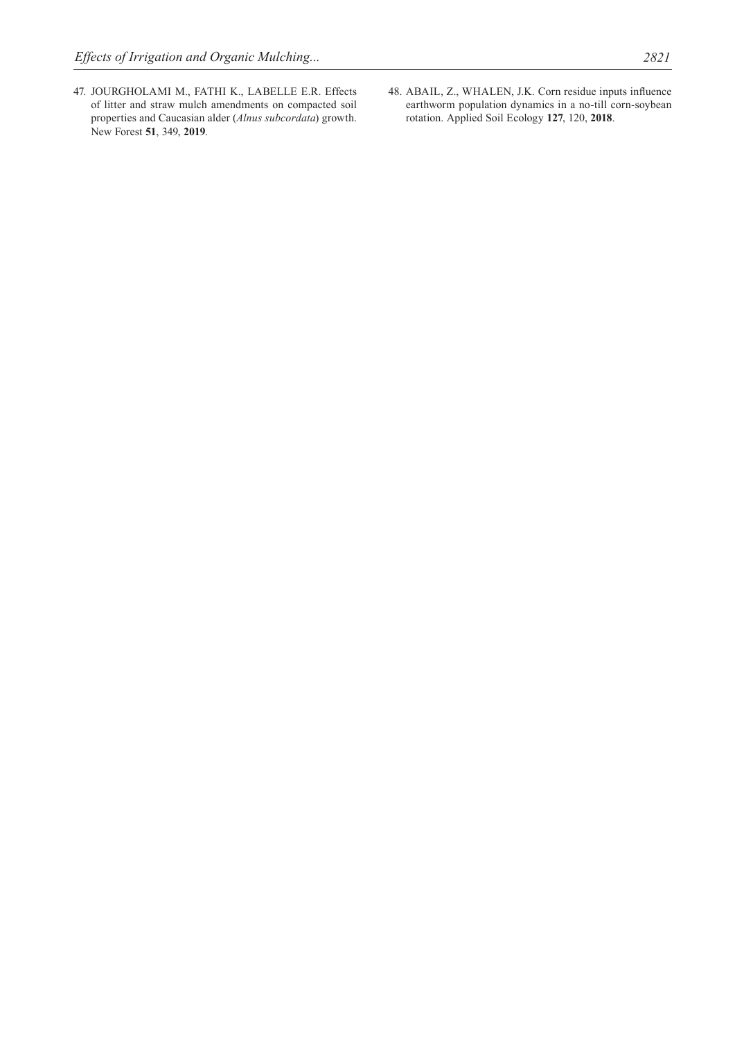47. JOURGHOLAMI M., FATHI K., LABELLE E.R. Effects of litter and straw mulch amendments on compacted soil properties and Caucasian alder (*Alnus subcordata*) growth. New Forest **51**, 349, **2019**.

48. ABAIL, Z., WHALEN, J.K. Corn residue inputs influence earthworm population dynamics in a no-till corn-soybean rotation. Applied Soil Ecology **127**, 120, **2018**.